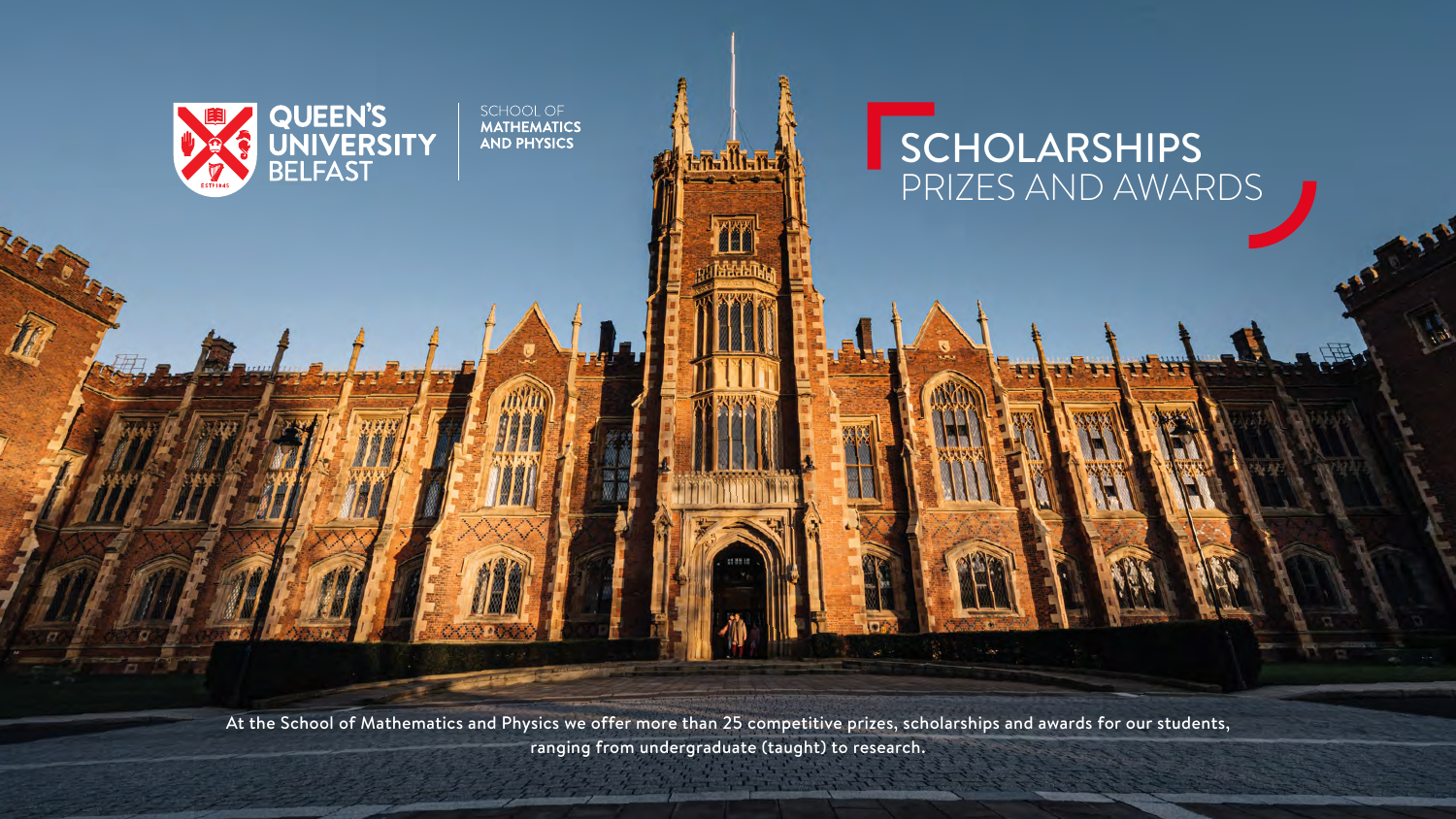QUEEN'S UNIVERSITY BELFAST

SCHOOL OF MATHEMATICS AND PHYSICS

# SCHOLARSHIPS
## PRIZES AND AWARDS

At the School of Mathematics and Physics we offer more than 25 competitive prizes, scholarships and awards for our students, ranging from undergraduate (taught) to research.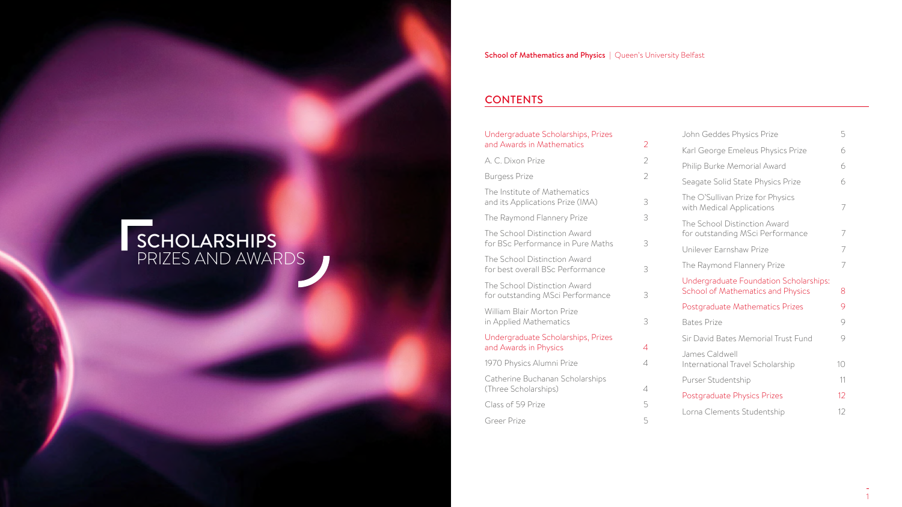# SCHOLARSHIPS PRIZES AND AWARDS

## CONTENTS

| | |
|---|---|
| **Undergraduate Scholarships, Prizes and Awards in Mathematics** | **2** |
| A. C. Dixon Prize | 2 |
| Burgess Prize | 2 |
| The Institute of Mathematics and its Applications Prize (IMA) | 3 |
| The Raymond Flannery Prize | 3 |
| The School Distinction Award for BSc Performance in Pure Maths | 3 |
| The School Distinction Award for best overall BSc Performance | 3 |
| The School Distinction Award for outstanding MSci Performance | 3 |
| William Blair Morton Prize in Applied Mathematics | 3 |
| **Undergraduate Scholarships, Prizes and Awards in Physics** | **4** |
| 1970 Physics Alumni Prize | 4 |
| Catherine Buchanan Scholarships (Three Scholarships) | 4 |
| Class of 59 Prize | 5 |
| Greer Prize | 5 |
| John Geddes Physics Prize | 5 |
| Karl George Emeleus Physics Prize | 6 |
| Philip Burke Memorial Award | 6 |
| Seagate Solid State Physics Prize | 6 |
| The O'Sullivan Prize for Physics with Medical Applications | 7 |
| The School Distinction Award for outstanding MSci Performance | 7 |
| Unilever Earnshaw Prize | 7 |
| The Raymond Flannery Prize | 7 |
| **Undergraduate Foundation Scholarships: School of Mathematics and Physics** | **8** |
| **Postgraduate Mathematics Prizes** | **9** |
| Bates Prize | 9 |
| Sir David Bates Memorial Trust Fund | 9 |
| James Caldwell International Travel Scholarship | 10 |
| Purser Studentship | 11 |
| **Postgraduate Physics Prizes** | **12** |
| Lorna Clements Studentship | 12 |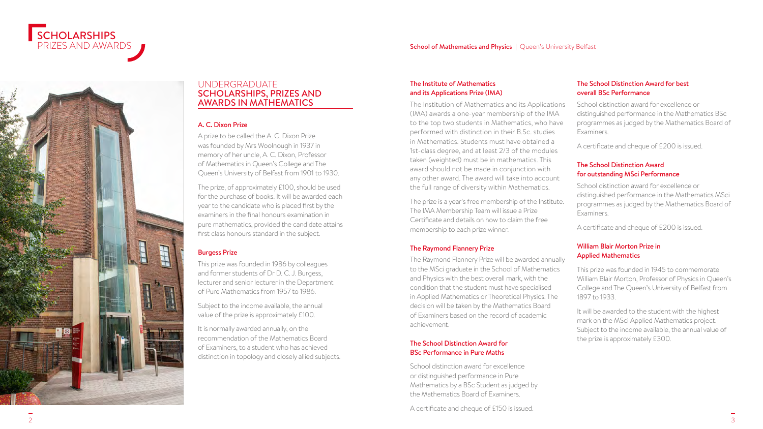# SCHOLARSHIPS PRIZES AND AWARDS

## UNDERGRADUATE SCHOLARSHIPS, PRIZES AND AWARDS IN MATHEMATICS

### A. C. Dixon Prize

A prize to be called the A. C. Dixon Prize was founded by Mrs Woolnough in 1937 in memory of her uncle, A. C. Dixon, Professor of Mathematics in Queen's College and The Queen's University of Belfast from 1901 to 1930.

The prize, of approximately £100, should be used for the purchase of books. It will be awarded each year to the candidate who is placed first by the examiners in the final honours examination in pure mathematics, provided the candidate attains first class honours standard in the subject.

### Burgess Prize

This prize was founded in 1986 by colleagues and former students of Dr D. C. J. Burgess, lecturer and senior lecturer in the Department of Pure Mathematics from 1957 to 1986.

Subject to the income available, the annual value of the prize is approximately £100.

It is normally awarded annually, on the recommendation of the Mathematics Board of Examiners, to a student who has achieved distinction in topology and closely allied subjects.

### The Institute of Mathematics and its Applications Prize (IMA)

The Institution of Mathematics and its Applications (IMA) awards a one-year membership of the IMA to the top two students in Mathematics, who have performed with distinction in their B.Sc. studies in Mathematics. Students must have obtained a 1st-class degree, and at least 2/3 of the modules taken (weighted) must be in mathematics. This award should not be made in conjunction with any other award. The award will take into account the full range of diversity within Mathematics.

The prize is a year's free membership of the Institute. The IMA Membership Team will issue a Prize Certificate and details on how to claim the free membership to each prize winner.

### The Raymond Flannery Prize

The Raymond Flannery Prize will be awarded annually to the MSci graduate in the School of Mathematics and Physics with the best overall mark, with the condition that the student must have specialised in Applied Mathematics or Theoretical Physics. The decision will be taken by the Mathematics Board of Examiners based on the record of academic achievement.

### The School Distinction Award for BSc Performance in Pure Maths

School distinction award for excellence or distinguished performance in Pure Mathematics by a BSc Student as judged by the Mathematics Board of Examiners.

A certificate and cheque of £150 is issued.

### The School Distinction Award for best overall BSc Performance

School distinction award for excellence or distinguished performance in the Mathematics BSc programmes as judged by the Mathematics Board of Examiners.

A certificate and cheque of £200 is issued.

### The School Distinction Award for outstanding MSci Performance

School distinction award for excellence or distinguished performance in the Mathematics MSci programmes as judged by the Mathematics Board of Examiners.

A certificate and cheque of £200 is issued.

### William Blair Morton Prize in Applied Mathematics

This prize was founded in 1945 to commemorate William Blair Morton, Professor of Physics in Queen's College and The Queen's University of Belfast from 1897 to 1933.

It will be awarded to the student with the highest mark on the MSci Applied Mathematics project. Subject to the income available, the annual value of the prize is approximately £300.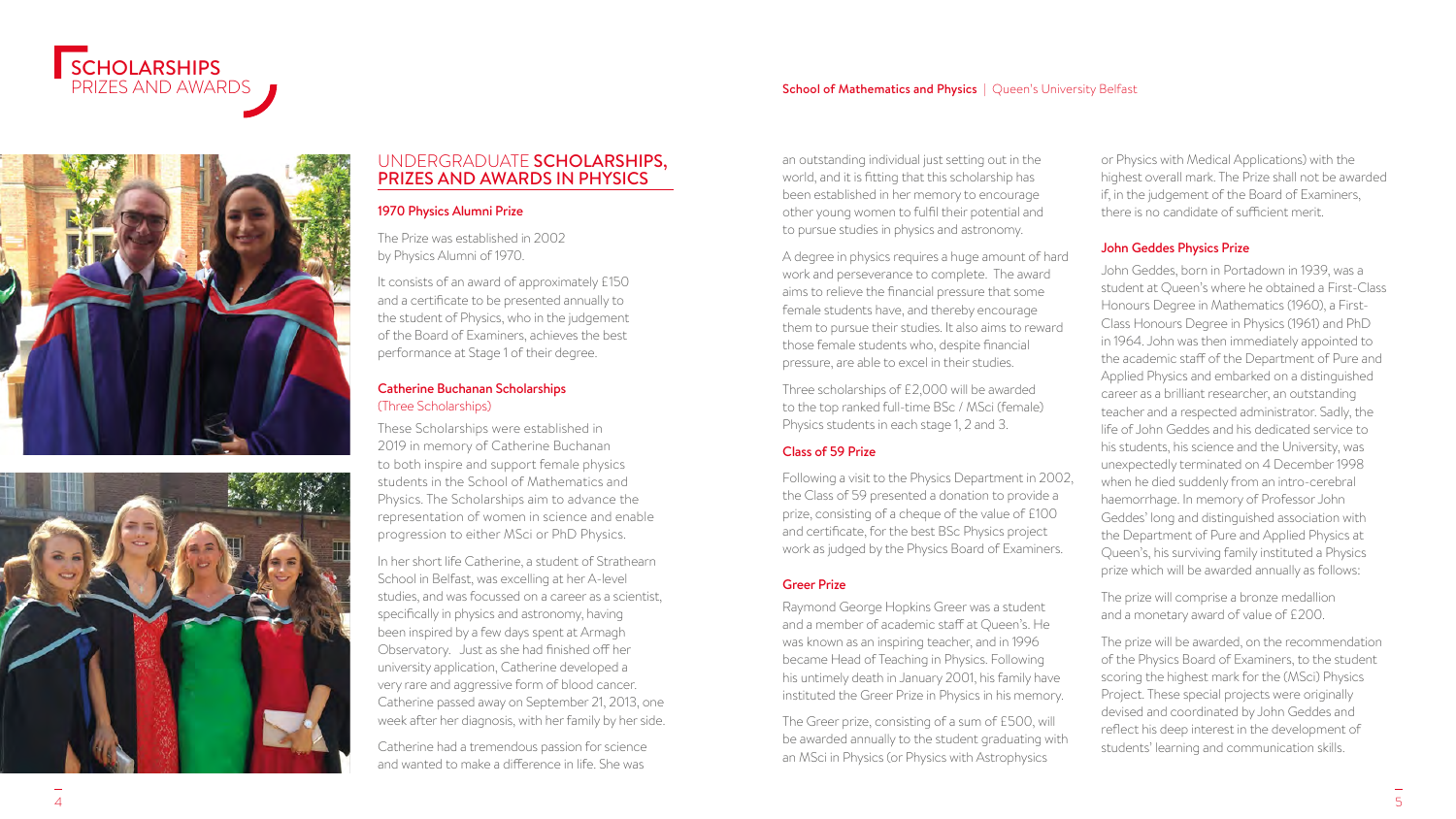# SCHOLARSHIPS PRIZES AND AWARDS

## UNDERGRADUATE SCHOLARSHIPS, PRIZES AND AWARDS IN PHYSICS

### 1970 Physics Alumni Prize

The Prize was established in 2002 by Physics Alumni of 1970.

It consists of an award of approximately £150 and a certificate to be presented annually to the student of Physics, who in the judgement of the Board of Examiners, achieves the best performance at Stage 1 of their degree.

### Catherine Buchanan Scholarships
(Three Scholarships)

These Scholarships were established in 2019 in memory of Catherine Buchanan to both inspire and support female physics students in the School of Mathematics and Physics. The Scholarships aim to advance the representation of women in science and enable progression to either MSci or PhD Physics.

In her short life Catherine, a student of Strathearn School in Belfast, was excelling at her A-level studies, and was focussed on a career as a scientist, specifically in physics and astronomy, having been inspired by a few days spent at Armagh Observatory. Just as she had finished off her university application, Catherine developed a very rare and aggressive form of blood cancer. Catherine passed away on September 21, 2013, one week after her diagnosis, with her family by her side.

Catherine had a tremendous passion for science and wanted to make a difference in life. She was an outstanding individual just setting out in the world, and it is fitting that this scholarship has been established in her memory to encourage other young women to fulfil their potential and to pursue studies in physics and astronomy.

A degree in physics requires a huge amount of hard work and perseverance to complete. The award aims to relieve the financial pressure that some female students have, and thereby encourage them to pursue their studies. It also aims to reward those female students who, despite financial pressure, are able to excel in their studies.

Three scholarships of £2,000 will be awarded to the top ranked full-time BSc / MSci (female) Physics students in each stage 1, 2 and 3.

### Class of 59 Prize

Following a visit to the Physics Department in 2002, the Class of 59 presented a donation to provide a prize, consisting of a cheque of the value of £100 and certificate, for the best BSc Physics project work as judged by the Physics Board of Examiners.

### Greer Prize

Raymond George Hopkins Greer was a student and a member of academic staff at Queen's. He was known as an inspiring teacher, and in 1996 became Head of Teaching in Physics. Following his untimely death in January 2001, his family have instituted the Greer Prize in Physics in his memory.

The Greer prize, consisting of a sum of £500, will be awarded annually to the student graduating with an MSci in Physics (or Physics with Astrophysics or Physics with Medical Applications) with the highest overall mark. The Prize shall not be awarded if, in the judgement of the Board of Examiners, there is no candidate of sufficient merit.

### John Geddes Physics Prize

John Geddes, born in Portadown in 1939, was a student at Queen's where he obtained a First-Class Honours Degree in Mathematics (1960), a First-Class Honours Degree in Physics (1961) and PhD in 1964. John was then immediately appointed to the academic staff of the Department of Pure and Applied Physics and embarked on a distinguished career as a brilliant researcher, an outstanding teacher and a respected administrator. Sadly, the life of John Geddes and his dedicated service to his students, his science and the University, was unexpectedly terminated on 4 December 1998 when he died suddenly from an intro-cerebral haemorrhage. In memory of Professor John Geddes' long and distinguished association with the Department of Pure and Applied Physics at Queen's, his surviving family instituted a Physics prize which will be awarded annually as follows:

The prize will comprise a bronze medallion and a monetary award of value of £200.

The prize will be awarded, on the recommendation of the Physics Board of Examiners, to the student scoring the highest mark for the (MSci) Physics Project. These special projects were originally devised and coordinated by John Geddes and reflect his deep interest in the development of students' learning and communication skills.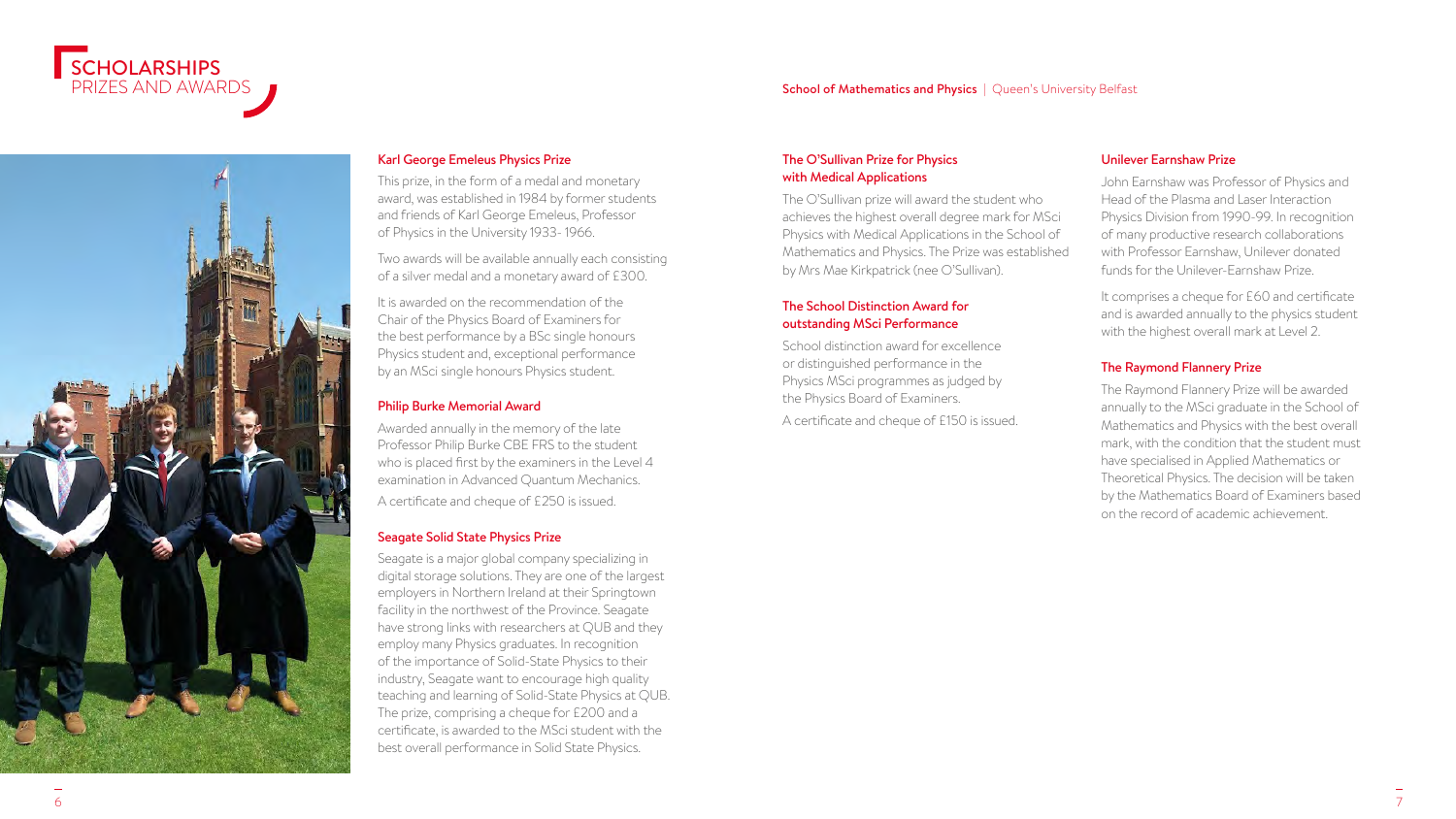# SCHOLARSHIPS PRIZES AND AWARDS

### Karl George Emeleus Physics Prize

This prize, in the form of a medal and monetary award, was established in 1984 by former students and friends of Karl George Emeleus, Professor of Physics in the University 1933- 1966.

Two awards will be available annually each consisting of a silver medal and a monetary award of £300.

It is awarded on the recommendation of the Chair of the Physics Board of Examiners for the best performance by a BSc single honours Physics student and, exceptional performance by an MSci single honours Physics student.

### Philip Burke Memorial Award

Awarded annually in the memory of the late Professor Philip Burke CBE FRS to the student who is placed first by the examiners in the Level 4 examination in Advanced Quantum Mechanics.

A certificate and cheque of £250 is issued.

### Seagate Solid State Physics Prize

Seagate is a major global company specializing in digital storage solutions. They are one of the largest employers in Northern Ireland at their Springtown facility in the northwest of the Province. Seagate have strong links with researchers at QUB and they employ many Physics graduates. In recognition of the importance of Solid-State Physics to their industry, Seagate want to encourage high quality teaching and learning of Solid-State Physics at QUB. The prize, comprising a cheque for £200 and a certificate, is awarded to the MSci student with the best overall performance in Solid State Physics.

### The O'Sullivan Prize for Physics with Medical Applications

The O'Sullivan prize will award the student who achieves the highest overall degree mark for MSci Physics with Medical Applications in the School of Mathematics and Physics. The Prize was established by Mrs Mae Kirkpatrick (nee O'Sullivan).

### The School Distinction Award for outstanding MSci Performance

School distinction award for excellence or distinguished performance in the Physics MSci programmes as judged by the Physics Board of Examiners.

A certificate and cheque of £150 is issued.

### Unilever Earnshaw Prize

John Earnshaw was Professor of Physics and Head of the Plasma and Laser Interaction Physics Division from 1990-99. In recognition of many productive research collaborations with Professor Earnshaw, Unilever donated funds for the Unilever-Earnshaw Prize.

It comprises a cheque for £60 and certificate and is awarded annually to the physics student with the highest overall mark at Level 2.

### The Raymond Flannery Prize

The Raymond Flannery Prize will be awarded annually to the MSci graduate in the School of Mathematics and Physics with the best overall mark, with the condition that the student must have specialised in Applied Mathematics or Theoretical Physics. The decision will be taken by the Mathematics Board of Examiners based on the record of academic achievement.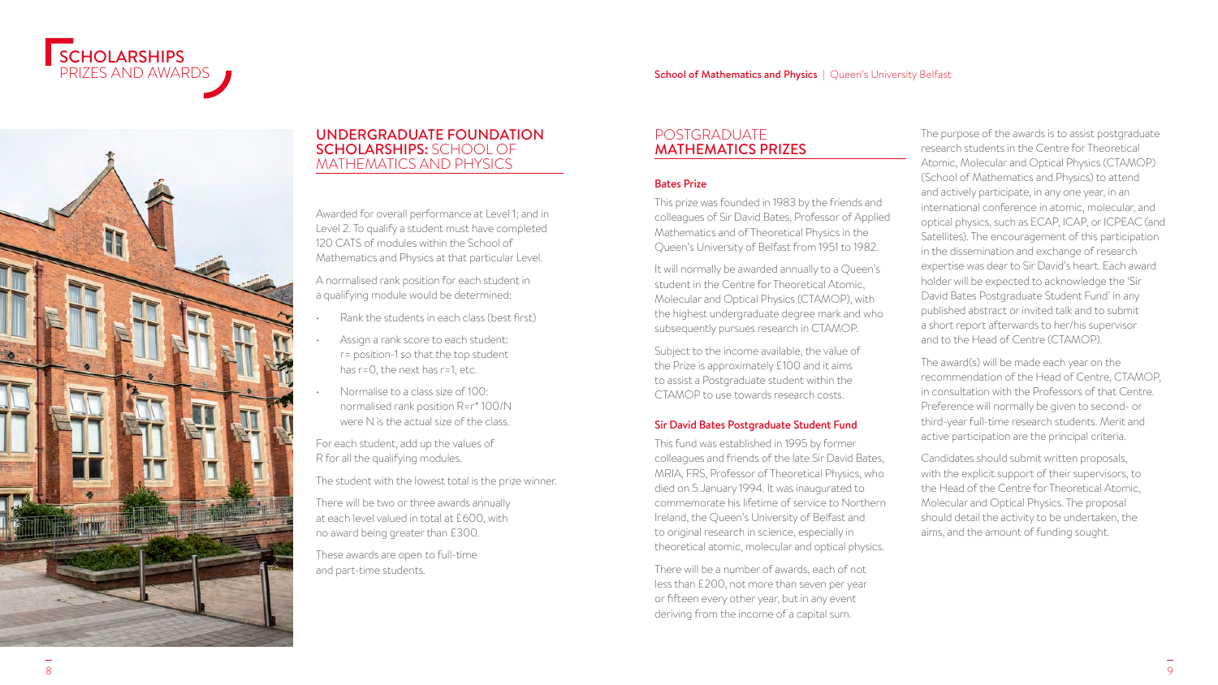## UNDERGRADUATE FOUNDATION SCHOLARSHIPS: SCHOOL OF MATHEMATICS AND PHYSICS

Awarded for overall performance at Level 1; and in Level 2. To qualify a student must have completed 120 CATS of modules within the School of Mathematics and Physics at that particular Level.

A normalised rank position for each student in a qualifying module would be determined:

- Rank the students in each class (best first)
- Assign a rank score to each student: r= position-1 so that the top student has r=0, the next has r=1, etc.
- Normalise to a class size of 100: normalised rank position R=r* 100/N were N is the actual size of the class.

For each student, add up the values of R for all the qualifying modules.

The student with the lowest total is the prize winner.

There will be two or three awards annually at each level valued in total at £600, with no award being greater than £300.

These awards are open to full-time and part-time students.

## POSTGRADUATE MATHEMATICS PRIZES

### Bates Prize

This prize was founded in 1983 by the friends and colleagues of Sir David Bates, Professor of Applied Mathematics and of Theoretical Physics in the Queen's University of Belfast from 1951 to 1982.

It will normally be awarded annually to a Queen's student in the Centre for Theoretical Atomic, Molecular and Optical Physics (CTAMOP), with the highest undergraduate degree mark and who subsequently pursues research in CTAMOP.

Subject to the income available, the value of the Prize is approximately £100 and it aims to assist a Postgraduate student within the CTAMOP to use towards research costs.

### Sir David Bates Postgraduate Student Fund

This fund was established in 1995 by former colleagues and friends of the late Sir David Bates, MRIA, FRS, Professor of Theoretical Physics, who died on 5 January 1994. It was inaugurated to commemorate his lifetime of service to Northern Ireland, the Queen's University of Belfast and to original research in science, especially in theoretical atomic, molecular and optical physics.

There will be a number of awards, each of not less than £200, not more than seven per year or fifteen every other year, but in any event deriving from the income of a capital sum.

The purpose of the awards is to assist postgraduate research students in the Centre for Theoretical Atomic, Molecular and Optical Physics (CTAMOP) (School of Mathematics and Physics) to attend and actively participate, in any one year, in an international conference in atomic, molecular, and optical physics, such as ECAP, ICAP, or ICPEAC (and Satellites). The encouragement of this participation in the dissemination and exchange of research expertise was dear to Sir David's heart. Each award holder will be expected to acknowledge the 'Sir David Bates Postgraduate Student Fund' in any published abstract or invited talk and to submit a short report afterwards to her/his supervisor and to the Head of Centre (CTAMOP).

The award(s) will be made each year on the recommendation of the Head of Centre, CTAMOP, in consultation with the Professors of that Centre. Preference will normally be given to second- or third-year full-time research students. Merit and active participation are the principal criteria.

Candidates should submit written proposals, with the explicit support of their supervisors, to the Head of the Centre for Theoretical Atomic, Molecular and Optical Physics. The proposal should detail the activity to be undertaken, the aims, and the amount of funding sought.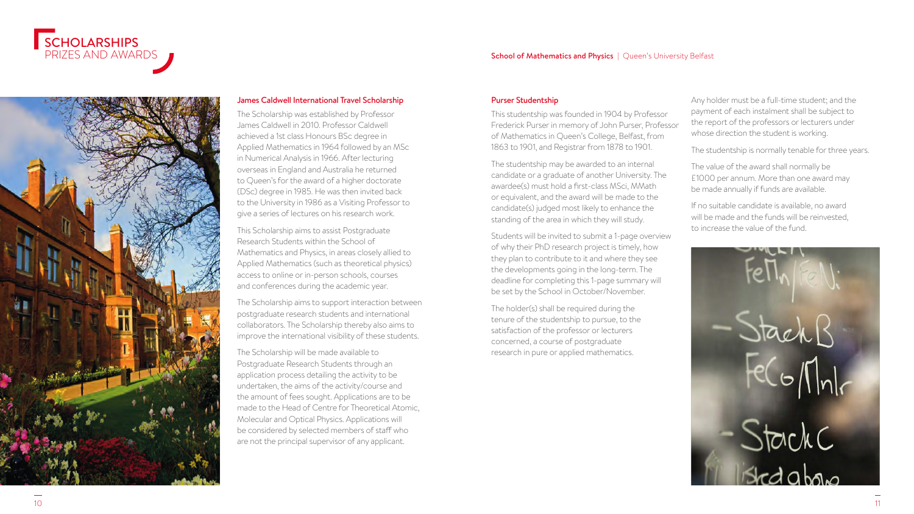# SCHOLARSHIPS
PRIZES AND AWARDS

## James Caldwell International Travel Scholarship

The Scholarship was established by Professor James Caldwell in 2010. Professor Caldwell achieved a 1st class Honours BSc degree in Applied Mathematics in 1964 followed by an MSc in Numerical Analysis in 1966. After lecturing overseas in England and Australia he returned to Queen's for the award of a higher doctorate (DSc) degree in 1985. He was then invited back to the University in 1986 as a Visiting Professor to give a series of lectures on his research work.

This Scholarship aims to assist Postgraduate Research Students within the School of Mathematics and Physics, in areas closely allied to Applied Mathematics (such as theoretical physics) access to online or in-person schools, courses and conferences during the academic year.

The Scholarship aims to support interaction between postgraduate research students and international collaborators. The Scholarship thereby also aims to improve the international visibility of these students.

The Scholarship will be made available to Postgraduate Research Students through an application process detailing the activity to be undertaken, the aims of the activity/course and the amount of fees sought. Applications are to be made to the Head of Centre for Theoretical Atomic, Molecular and Optical Physics. Applications will be considered by selected members of staff who are not the principal supervisor of any applicant.

## Purser Studentship

This studentship was founded in 1904 by Professor Frederick Purser in memory of John Purser, Professor of Mathematics in Queen's College, Belfast, from 1863 to 1901, and Registrar from 1878 to 1901.

The studentship may be awarded to an internal candidate or a graduate of another University. The awardee(s) must hold a first-class MSci, MMath or equivalent, and the award will be made to the candidate(s) judged most likely to enhance the standing of the area in which they will study.

Students will be invited to submit a 1-page overview of why their PhD research project is timely, how they plan to contribute to it and where they see the developments going in the long-term. The deadline for completing this 1-page summary will be set by the School in October/November.

The holder(s) shall be required during the tenure of the studentship to pursue, to the satisfaction of the professor or lecturers concerned, a course of postgraduate research in pure or applied mathematics.

Any holder must be a full-time student; and the payment of each instalment shall be subject to the report of the professors or lecturers under whose direction the student is working.

The studentship is normally tenable for three years.

The value of the award shall normally be £1000 per annum. More than one award may be made annually if funds are available.

If no suitable candidate is available, no award will be made and the funds will be reinvested, to increase the value of the fund.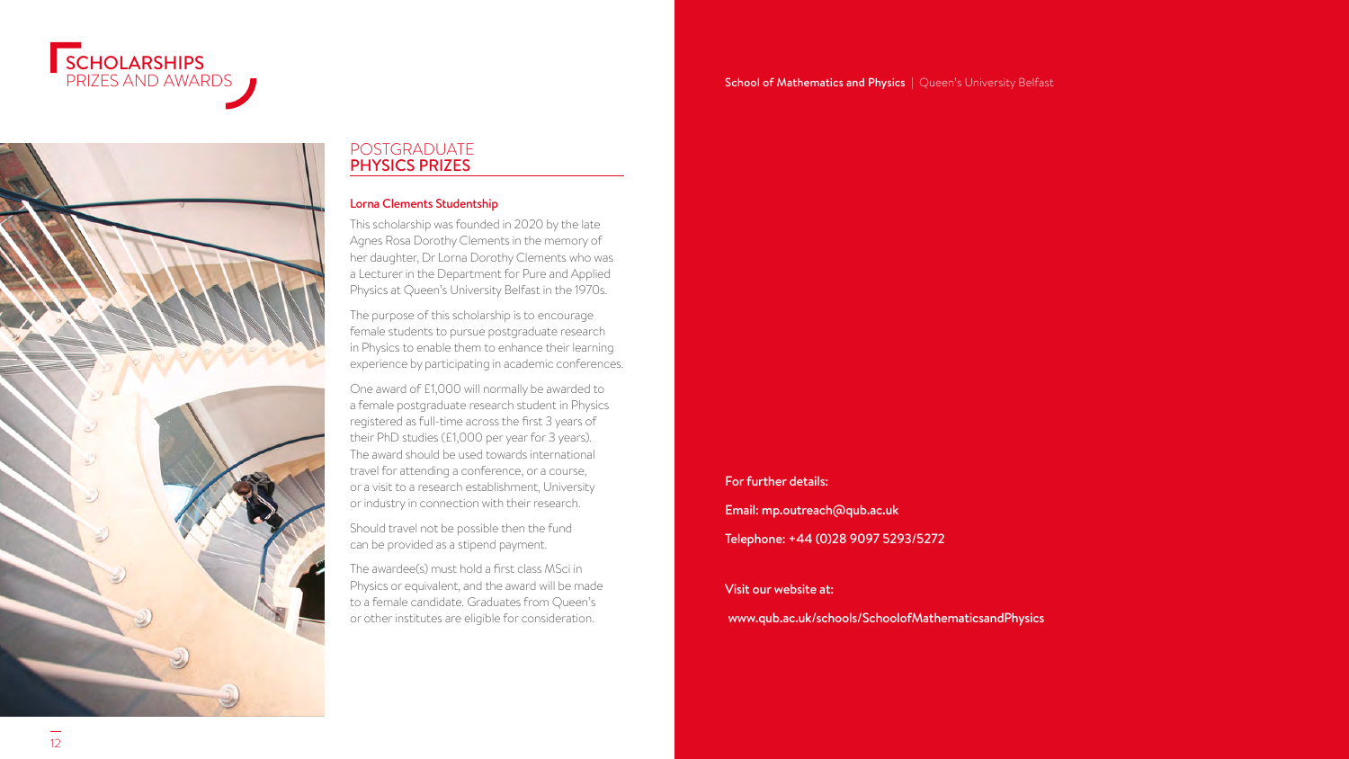# SCHOLARSHIPS PRIZES AND AWARDS

## POSTGRADUATE PHYSICS PRIZES

### Lorna Clements Studentship

This scholarship was founded in 2020 by the late Agnes Rosa Dorothy Clements in the memory of her daughter, Dr Lorna Dorothy Clements who was a Lecturer in the Department for Pure and Applied Physics at Queen's University Belfast in the 1970s.

The purpose of this scholarship is to encourage female students to pursue postgraduate research in Physics to enable them to enhance their learning experience by participating in academic conferences.

One award of £1,000 will normally be awarded to a female postgraduate research student in Physics registered as full-time across the first 3 years of their PhD studies (£1,000 per year for 3 years). The award should be used towards international travel for attending a conference, or a course, or a visit to a research establishment, University or industry in connection with their research.

Should travel not be possible then the fund can be provided as a stipend payment.

The awardee(s) must hold a first class MSci in Physics or equivalent, and the award will be made to a female candidate. Graduates from Queen's or other institutes are eligible for consideration.

**School of Mathematics and Physics** | Queen's University Belfast

**For further details:**

**Email: mp.outreach@qub.ac.uk**

**Telephone: +44 (0)28 9097 5293/5272**

**Visit our website at:**

**www.qub.ac.uk/schools/SchoolofMathematicsandPhysics**